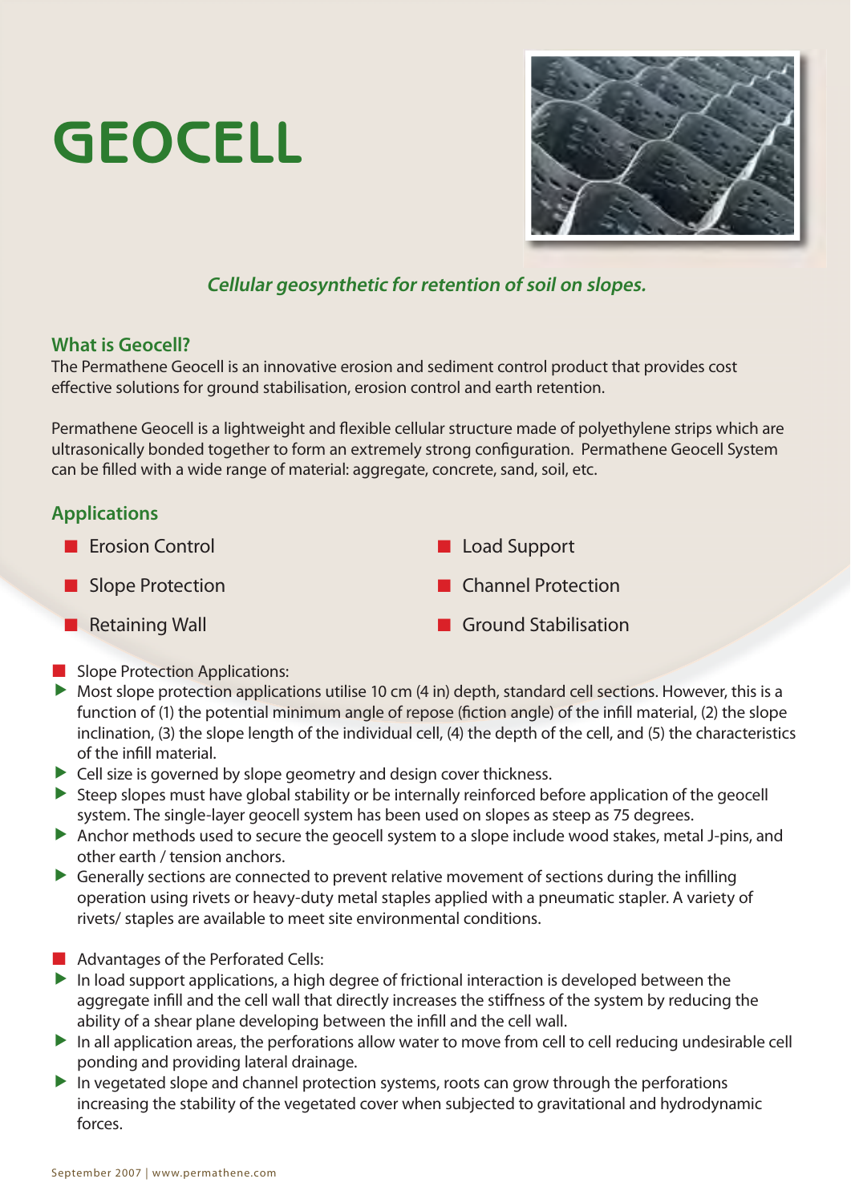# GEOCELL

*Cellular geosynthetic for retention of soil on slopes.*

## What is Geocell?

The Permathene Geocell is an innovative erosion and sediment control product that provides cost effective solutions for ground stabilisation, erosion control and earth retention.

Permathene Geocell is a lightweight and flexible cellular structure made of polyethylene strips which are ultrasonically bonded together to form an extremely strong configuration. Permathene Geocell System can be filled with a wide range of material: aggregate, concrete, sand, soil, etc.

## Applications

- Erosion Control
- Slope Protection
- Retaining Wall
- Load Support
- Channel Protection
- Ground Stabilisation

- Slope Protection Applications:
  - Most slope protection applications utilise 10 cm (4 in) depth, standard cell sections. However, this is a function of (1) the potential minimum angle of repose (fiction angle) of the infill material, (2) the slope inclination, (3) the slope length of the individual cell, (4) the depth of the cell, and (5) the characteristics of the infill material.
  - Cell size is governed by slope geometry and design cover thickness.
  - Steep slopes must have global stability or be internally reinforced before application of the geocell system. The single-layer geocell system has been used on slopes as steep as 75 degrees.
  - Anchor methods used to secure the geocell system to a slope include wood stakes, metal J-pins, and other earth / tension anchors.
  - Generally sections are connected to prevent relative movement of sections during the infilling operation using rivets or heavy-duty metal staples applied with a pneumatic stapler. A variety of rivets/ staples are available to meet site environmental conditions.

- Advantages of the Perforated Cells:
  - In load support applications, a high degree of frictional interaction is developed between the aggregate infill and the cell wall that directly increases the stiffness of the system by reducing the ability of a shear plane developing between the infill and the cell wall.
  - In all application areas, the perforations allow water to move from cell to cell reducing undesirable cell ponding and providing lateral drainage.
  - In vegetated slope and channel protection systems, roots can grow through the perforations increasing the stability of the vegetated cover when subjected to gravitational and hydrodynamic forces.

September 2007 | www.permathene.com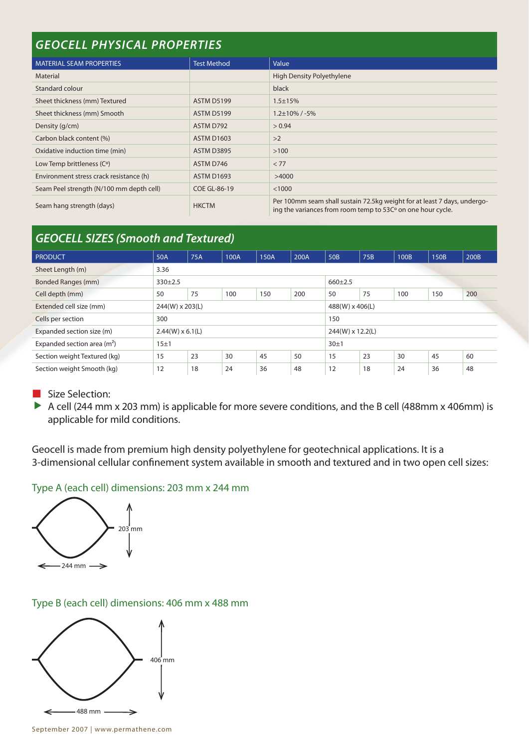## GEOCELL PHYSICAL PROPERTIES

| MATERIAL SEAM PROPERTIES | Test Method | Value |
|---|---|---|
| Material | | High Density Polyethylene |
| Standard colour | | black |
| Sheet thickness (mm) Textured | ASTM D5199 | 1.5±15% |
| Sheet thickness (mm) Smooth | ASTM D5199 | 1.2±10% / -5% |
| Density (g/cm) | ASTM D792 | > 0.94 |
| Carbon black content (%) | ASTM D1603 | >2 |
| Oxidative induction time (min) | ASTM D3895 | >100 |
| Low Temp brittleness (C°) | ASTM D746 | < 77 |
| Environment stress crack resistance (h) | ASTM D1693 | >4000 |
| Seam Peel strength (N/100 mm depth cell) | COE GL-86-19 | <1000 |
| Seam hang strength (days) | HKCTM | Per 100mm seam shall sustain 72.5kg weight for at least 7 days, undergoing the variances from room temp to 53C° on one hour cycle. |

## GEOCELL SIZES (Smooth and Textured)

| PRODUCT | 50A | 75A | 100A | 150A | 200A | 50B | 75B | 100B | 150B | 200B |
|---|---|---|---|---|---|---|---|---|---|---|
| Sheet Length (m) | 3.36 | | | | | | | | | |
| Bonded Ranges (mm) | 330±2.5 | | | | | 660±2.5 | | | | |
| Cell depth (mm) | 50 | 75 | 100 | 150 | 200 | 50 | 75 | 100 | 150 | 200 |
| Extended cell size (mm) | 244(W) x 203(L) | | | | | 488(W) x 406(L) | | | | |
| Cells per section | 300 | | | | | 150 | | | | |
| Expanded section size (m) | 2.44(W) x 6.1(L) | | | | | 244(W) x 12.2(L) | | | | |
| Expanded section area ($m^2$) | 15±1 | | | | | 30±1 | | | | |
| Section weight Textured (kg) | 15 | 23 | 30 | 45 | 50 | 15 | 23 | 30 | 45 | 60 |
| Section weight Smooth (kg) | 12 | 18 | 24 | 36 | 48 | 12 | 18 | 24 | 36 | 48 |

- Size Selection:
  - A cell (244 mm x 203 mm) is applicable for more severe conditions, and the B cell (488mm x 406mm) is applicable for mild conditions.

Geocell is made from premium high density polyethylene for geotechnical applications. It is a 3-dimensional cellular confinement system available in smooth and textured and in two open cell sizes:

Type A (each cell) dimensions: 203 mm x 244 mm

203 mm

244 mm

Type B (each cell) dimensions: 406 mm x 488 mm

406 mm

488 mm

September 2007 | www.permathene.com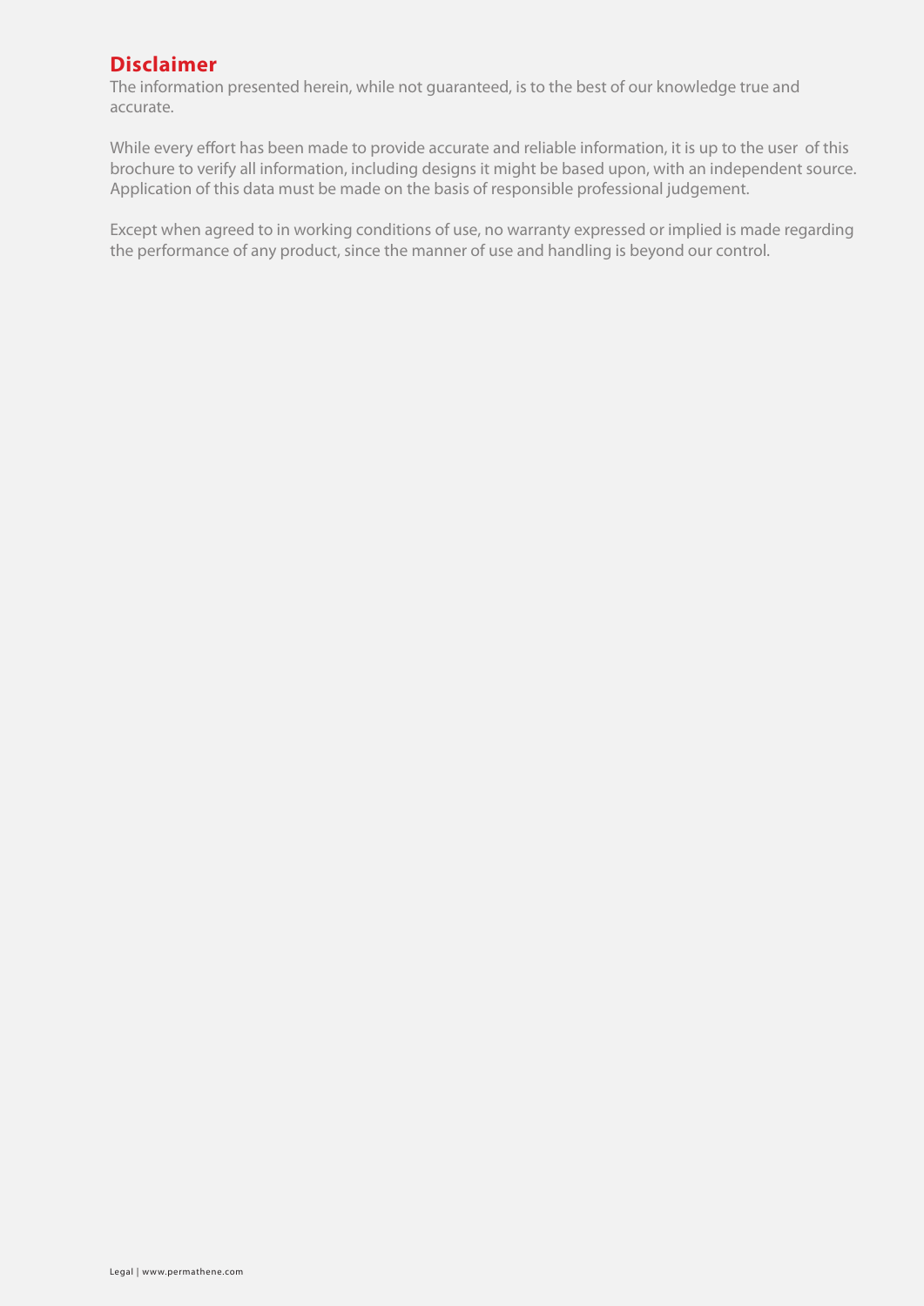## Disclaimer

The information presented herein, while not guaranteed, is to the best of our knowledge true and accurate.

While every effort has been made to provide accurate and reliable information, it is up to the user of this brochure to verify all information, including designs it might be based upon, with an independent source. Application of this data must be made on the basis of responsible professional judgement.

Except when agreed to in working conditions of use, no warranty expressed or implied is made regarding the performance of any product, since the manner of use and handling is beyond our control.